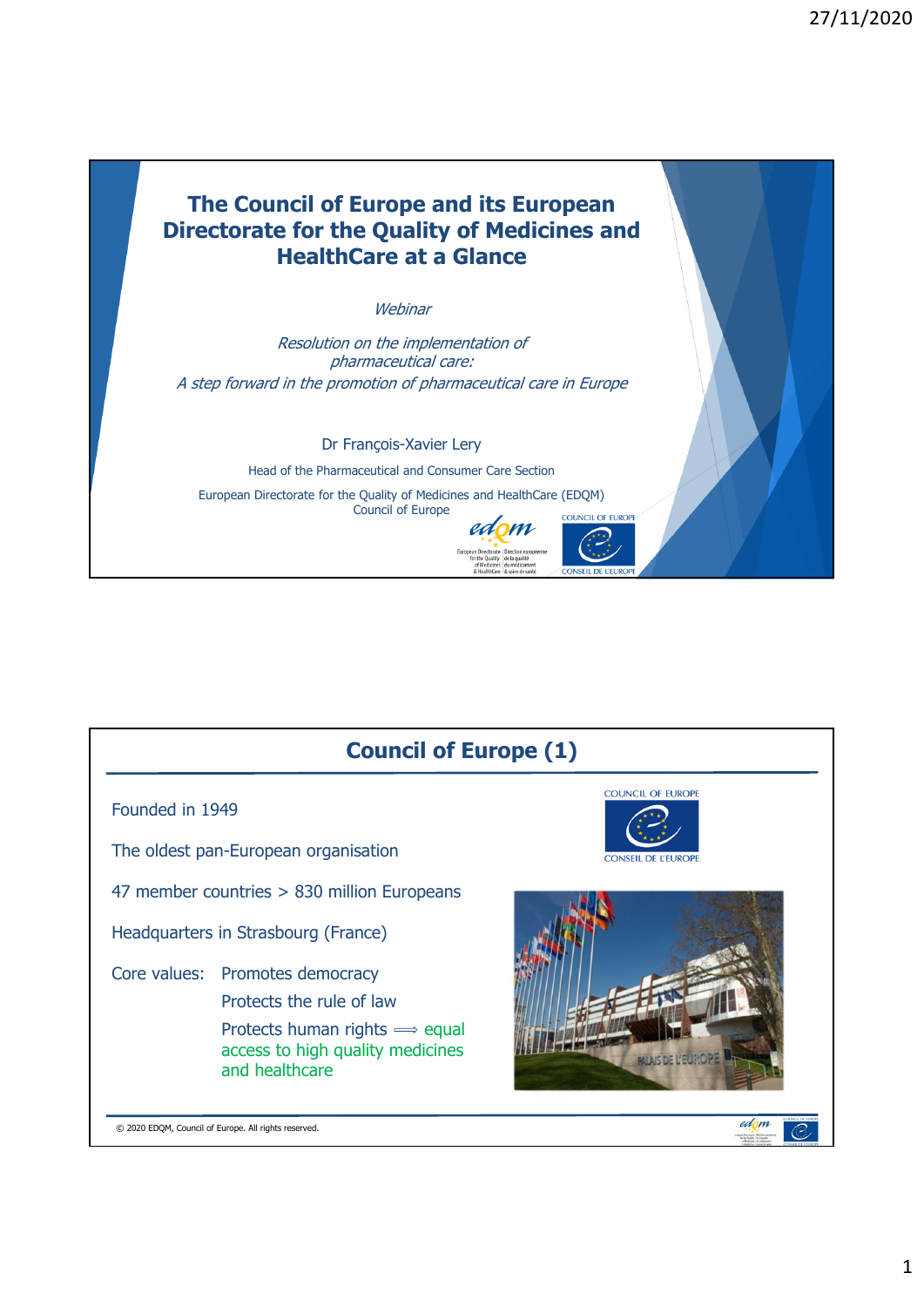# The Council of Europe and its European Directorate for the Quality of Medicines and HealthCare at a Glance

*Webinar*

*Resolution on the implementation of pharmaceutical care:*
*A step forward in the promotion of pharmaceutical care in Europe*

Dr François-Xavier Lery

Head of the Pharmaceutical and Consumer Care Section

European Directorate for the Quality of Medicines and HealthCare (EDQM)
Council of Europe

---

## Council of Europe (1)

Founded in 1949

The oldest pan-European organisation

47 member countries > 830 million Europeans

Headquarters in Strasbourg (France)

Core values:
- Promotes democracy
- Protects the rule of law
- Protects human rights ⟹ equal access to high quality medicines and healthcare

© 2020 EDQM, Council of Europe. All rights reserved.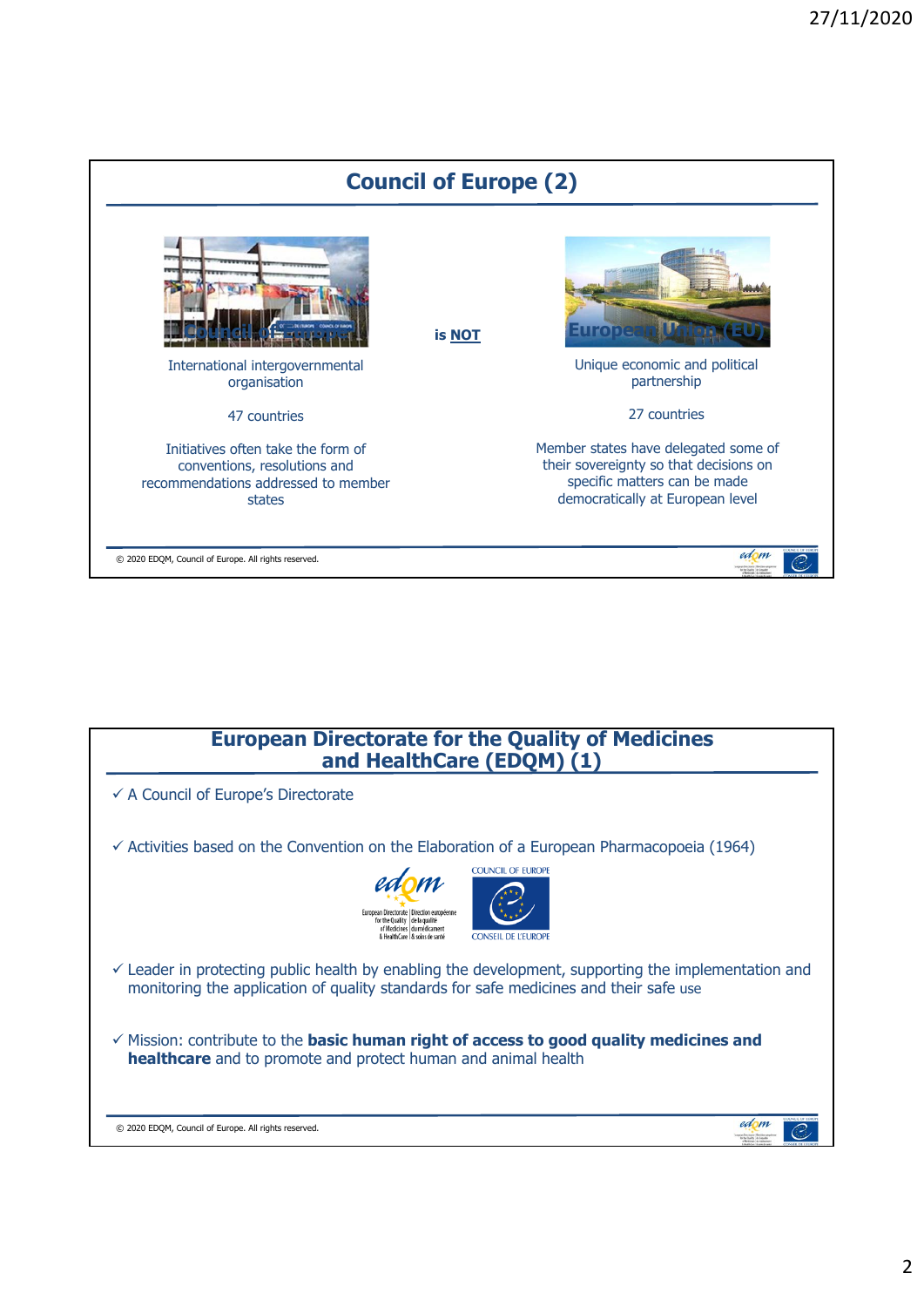## Council of Europe (2)

Council of Europe **is NOT** European Union (EU)

International intergovernmental organisation

47 countries

Initiatives often take the form of conventions, resolutions and recommendations addressed to member states

Unique economic and political partnership

27 countries

Member states have delegated some of their sovereignty so that decisions on specific matters can be made democratically at European level

© 2020 EDQM, Council of Europe. All rights reserved.

## European Directorate for the Quality of Medicines and HealthCare (EDQM) (1)

- ✓ A Council of Europe's Directorate
- ✓ Activities based on the Convention on the Elaboration of a European Pharmacopoeia (1964)
- ✓ Leader in protecting public health by enabling the development, supporting the implementation and monitoring the application of quality standards for safe medicines and their safe use
- ✓ Mission: contribute to the **basic human right of access to good quality medicines and healthcare** and to promote and protect human and animal health

© 2020 EDQM, Council of Europe. All rights reserved.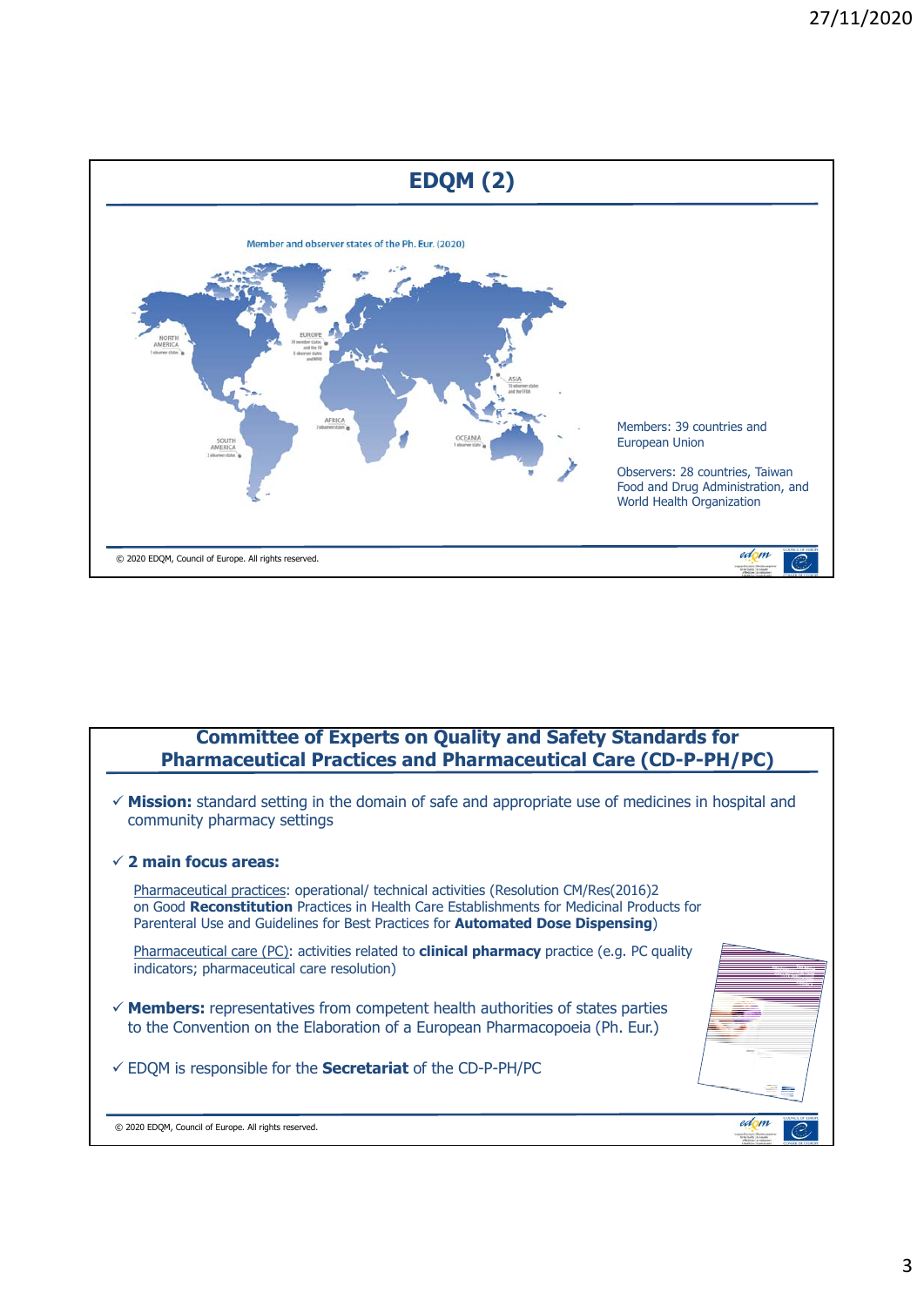## EDQM (2)

Member and observer states of the Ph. Eur. (2020)

NORTH AMERICA

EUROPE

ASIA

AFRICA

SOUTH AMERICA

OCEANIA

Members: 39 countries and European Union

Observers: 28 countries, Taiwan Food and Drug Administration, and World Health Organization

© 2020 EDQM, Council of Europe. All rights reserved.

## Committee of Experts on Quality and Safety Standards for Pharmaceutical Practices and Pharmaceutical Care (CD-P-PH/PC)

- ✓ **Mission:** standard setting in the domain of safe and appropriate use of medicines in hospital and community pharmacy settings
- ✓ **2 main focus areas:**

  Pharmaceutical practices: operational/ technical activities (Resolution CM/Res(2016)2 on Good **Reconstitution** Practices in Health Care Establishments for Medicinal Products for Parenteral Use and Guidelines for Best Practices for **Automated Dose Dispensing**)

  Pharmaceutical care (PC): activities related to **clinical pharmacy** practice (e.g. PC quality indicators; pharmaceutical care resolution)

- ✓ **Members:** representatives from competent health authorities of states parties to the Convention on the Elaboration of a European Pharmacopoeia (Ph. Eur.)
- ✓ EDQM is responsible for the **Secretariat** of the CD-P-PH/PC

© 2020 EDQM, Council of Europe. All rights reserved.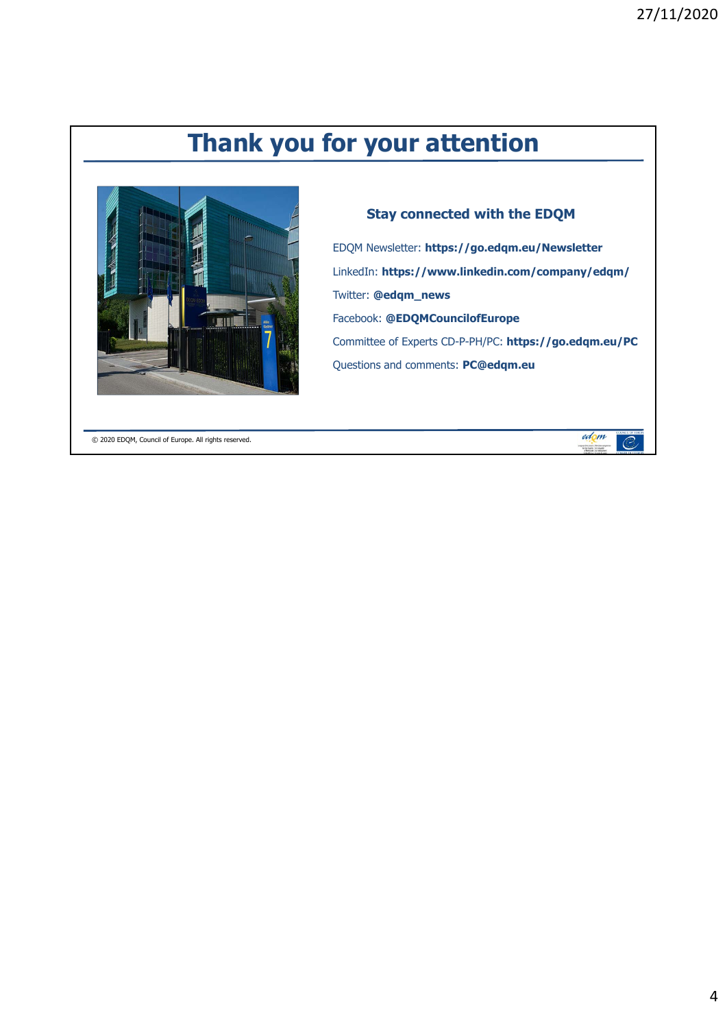# Thank you for your attention

### Stay connected with the EDQM

EDQM Newsletter: **https://go.edqm.eu/Newsletter**

LinkedIn: **https://www.linkedin.com/company/edqm/**

Twitter: **@edqm_news**

Facebook: **@EDQMCouncilofEurope**

Committee of Experts CD-P-PH/PC: **https://go.edqm.eu/PC**

Questions and comments: **PC@edqm.eu**

© 2020 EDQM, Council of Europe. All rights reserved.